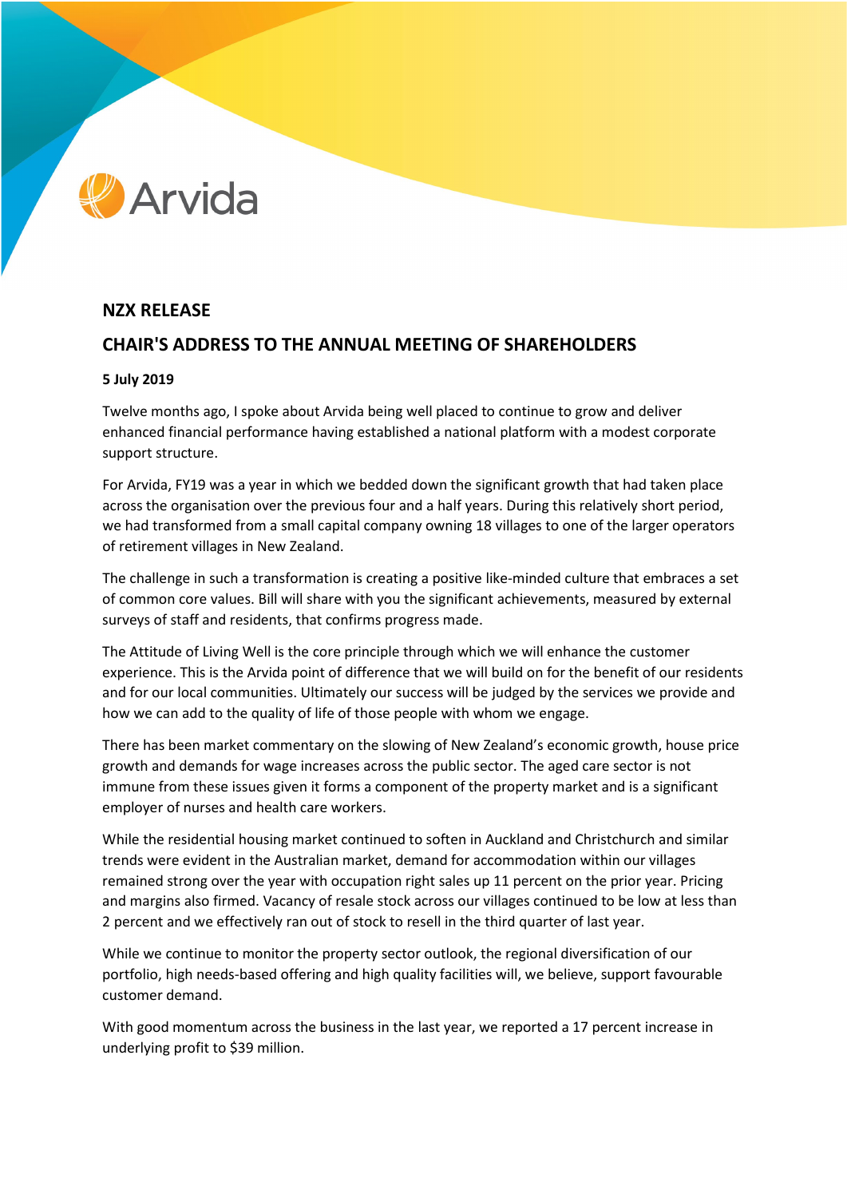Arvida

## NZX RELEASE

## CHAIR'S ADDRESS TO THE ANNUAL MEETING OF SHAREHOLDERS

**5 July 2019**

Twelve months ago, I spoke about Arvida being well placed to continue to grow and deliver enhanced financial performance having established a national platform with a modest corporate support structure.

For Arvida, FY19 was a year in which we bedded down the significant growth that had taken place across the organisation over the previous four and a half years. During this relatively short period, we had transformed from a small capital company owning 18 villages to one of the larger operators of retirement villages in New Zealand.

The challenge in such a transformation is creating a positive like-minded culture that embraces a set of common core values. Bill will share with you the significant achievements, measured by external surveys of staff and residents, that confirms progress made.

The Attitude of Living Well is the core principle through which we will enhance the customer experience. This is the Arvida point of difference that we will build on for the benefit of our residents and for our local communities. Ultimately our success will be judged by the services we provide and how we can add to the quality of life of those people with whom we engage.

There has been market commentary on the slowing of New Zealand's economic growth, house price growth and demands for wage increases across the public sector. The aged care sector is not immune from these issues given it forms a component of the property market and is a significant employer of nurses and health care workers.

While the residential housing market continued to soften in Auckland and Christchurch and similar trends were evident in the Australian market, demand for accommodation within our villages remained strong over the year with occupation right sales up 11 percent on the prior year. Pricing and margins also firmed. Vacancy of resale stock across our villages continued to be low at less than 2 percent and we effectively ran out of stock to resell in the third quarter of last year.

While we continue to monitor the property sector outlook, the regional diversification of our portfolio, high needs-based offering and high quality facilities will, we believe, support favourable customer demand.

With good momentum across the business in the last year, we reported a 17 percent increase in underlying profit to $39 million.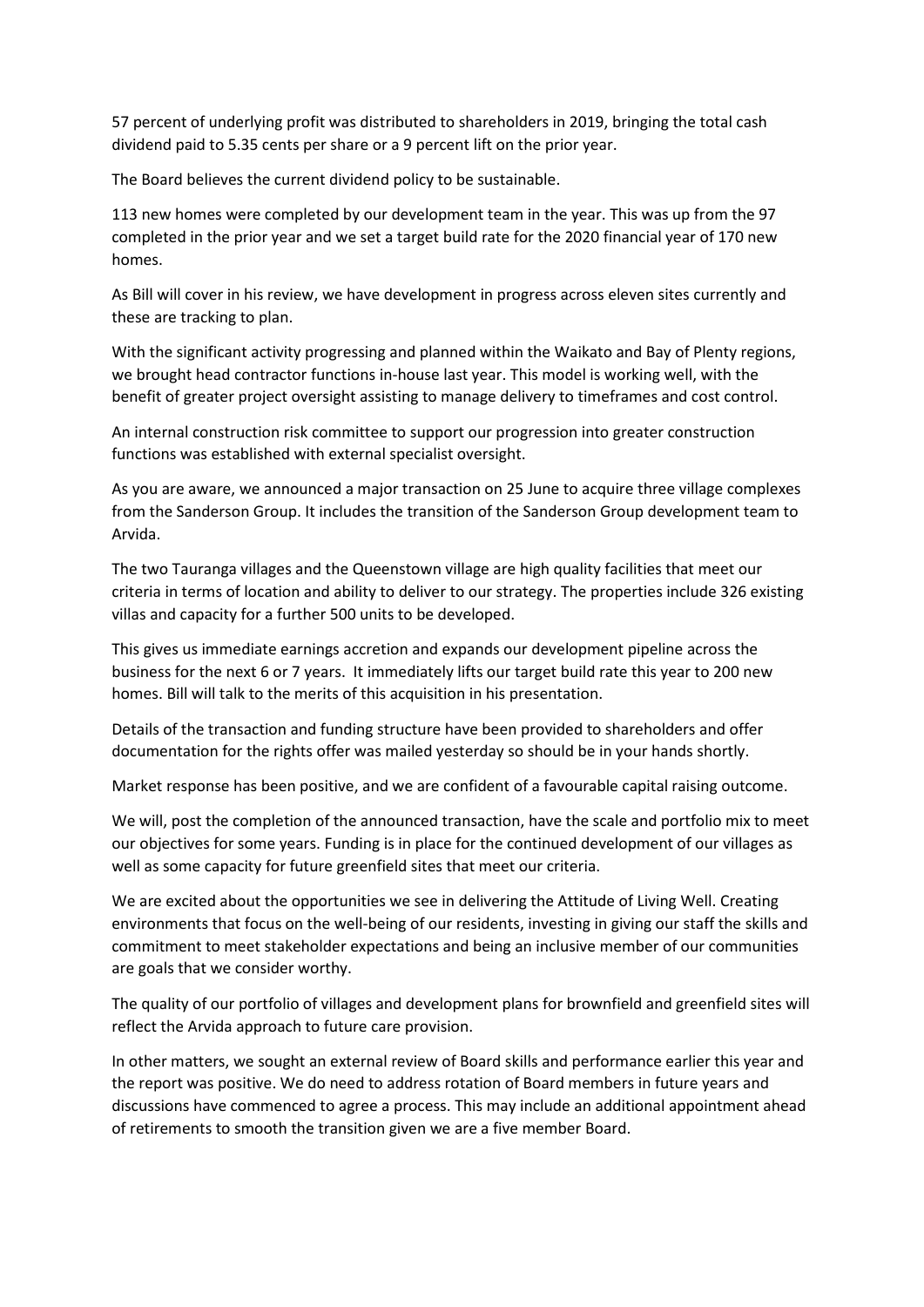57 percent of underlying profit was distributed to shareholders in 2019, bringing the total cash dividend paid to 5.35 cents per share or a 9 percent lift on the prior year.

The Board believes the current dividend policy to be sustainable.

113 new homes were completed by our development team in the year. This was up from the 97 completed in the prior year and we set a target build rate for the 2020 financial year of 170 new homes.

As Bill will cover in his review, we have development in progress across eleven sites currently and these are tracking to plan.

With the significant activity progressing and planned within the Waikato and Bay of Plenty regions, we brought head contractor functions in-house last year. This model is working well, with the benefit of greater project oversight assisting to manage delivery to timeframes and cost control.

An internal construction risk committee to support our progression into greater construction functions was established with external specialist oversight.

As you are aware, we announced a major transaction on 25 June to acquire three village complexes from the Sanderson Group. It includes the transition of the Sanderson Group development team to Arvida.

The two Tauranga villages and the Queenstown village are high quality facilities that meet our criteria in terms of location and ability to deliver to our strategy. The properties include 326 existing villas and capacity for a further 500 units to be developed.

This gives us immediate earnings accretion and expands our development pipeline across the business for the next 6 or 7 years. It immediately lifts our target build rate this year to 200 new homes. Bill will talk to the merits of this acquisition in his presentation.

Details of the transaction and funding structure have been provided to shareholders and offer documentation for the rights offer was mailed yesterday so should be in your hands shortly.

Market response has been positive, and we are confident of a favourable capital raising outcome.

We will, post the completion of the announced transaction, have the scale and portfolio mix to meet our objectives for some years. Funding is in place for the continued development of our villages as well as some capacity for future greenfield sites that meet our criteria.

We are excited about the opportunities we see in delivering the Attitude of Living Well. Creating environments that focus on the well-being of our residents, investing in giving our staff the skills and commitment to meet stakeholder expectations and being an inclusive member of our communities are goals that we consider worthy.

The quality of our portfolio of villages and development plans for brownfield and greenfield sites will reflect the Arvida approach to future care provision.

In other matters, we sought an external review of Board skills and performance earlier this year and the report was positive. We do need to address rotation of Board members in future years and discussions have commenced to agree a process. This may include an additional appointment ahead of retirements to smooth the transition given we are a five member Board.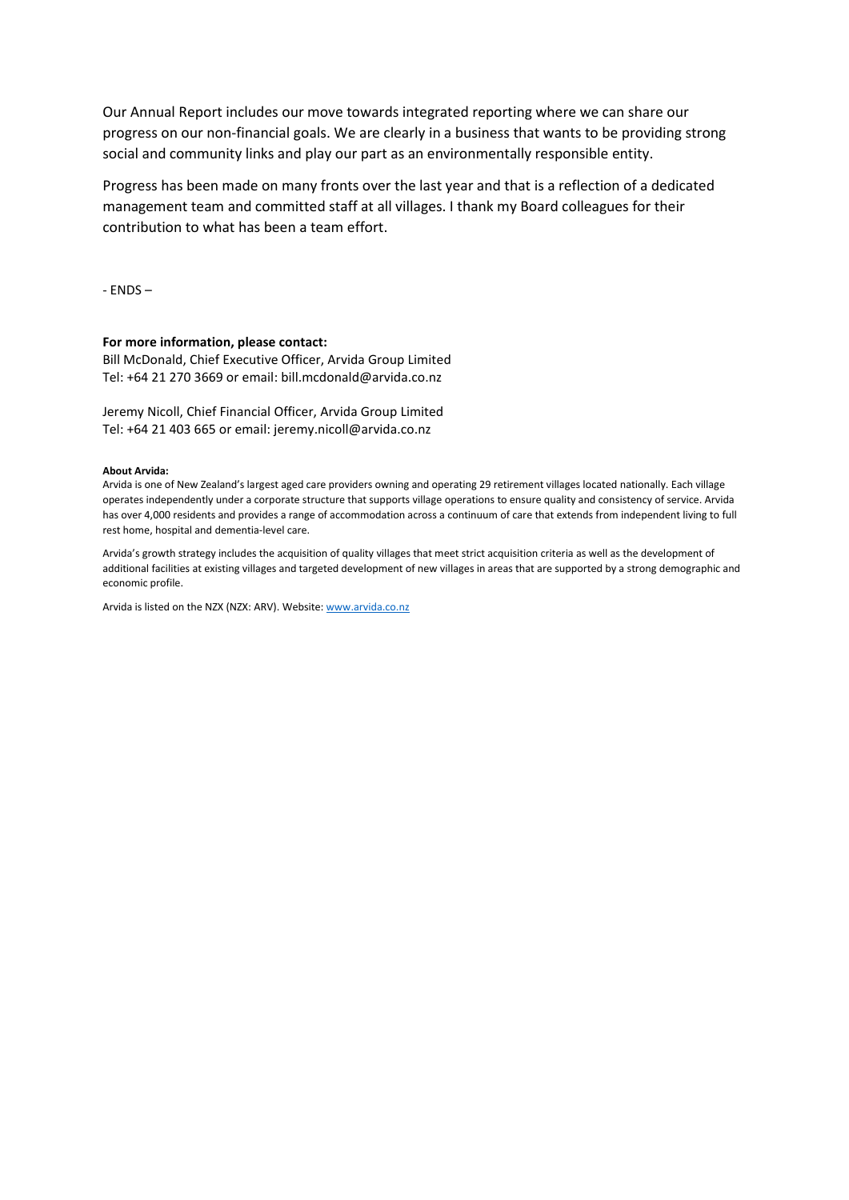Our Annual Report includes our move towards integrated reporting where we can share our progress on our non-financial goals. We are clearly in a business that wants to be providing strong social and community links and play our part as an environmentally responsible entity.

Progress has been made on many fronts over the last year and that is a reflection of a dedicated management team and committed staff at all villages. I thank my Board colleagues for their contribution to what has been a team effort.

- ENDS –

**For more information, please contact:**
Bill McDonald, Chief Executive Officer, Arvida Group Limited
Tel: +64 21 270 3669 or email: bill.mcdonald@arvida.co.nz

Jeremy Nicoll, Chief Financial Officer, Arvida Group Limited
Tel: +64 21 403 665 or email: jeremy.nicoll@arvida.co.nz

**About Arvida:**
Arvida is one of New Zealand's largest aged care providers owning and operating 29 retirement villages located nationally. Each village operates independently under a corporate structure that supports village operations to ensure quality and consistency of service. Arvida has over 4,000 residents and provides a range of accommodation across a continuum of care that extends from independent living to full rest home, hospital and dementia-level care.

Arvida's growth strategy includes the acquisition of quality villages that meet strict acquisition criteria as well as the development of additional facilities at existing villages and targeted development of new villages in areas that are supported by a strong demographic and economic profile.

Arvida is listed on the NZX (NZX: ARV). Website: www.arvida.co.nz